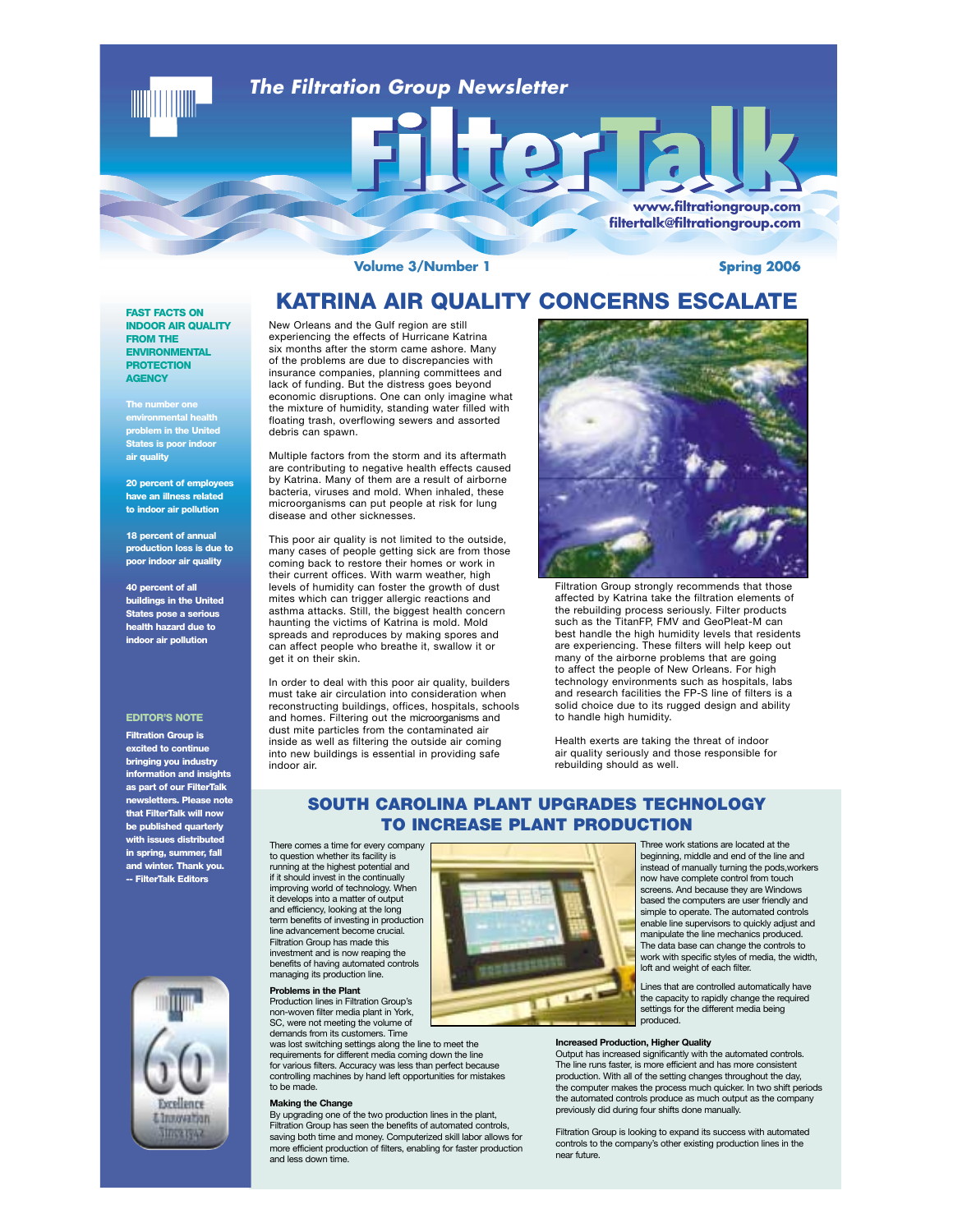# The Filtration Group Newsletter

# FilterTalk

www.filtrationgroup.com
filtertalk@filtrationgroup.com

Volume 3/Number 1 — Spring 2006

**FAST FACTS ON INDOOR AIR QUALITY FROM THE ENVIRONMENTAL PROTECTION AGENCY**

**The number one environmental health problem in the United States is poor indoor air quality**

**20 percent of employees have an illness related to indoor air pollution**

**18 percent of annual production loss is due to poor indoor air quality**

**40 percent of all buildings in the United States pose a serious health hazard due to indoor air pollution**

**EDITOR'S NOTE**

**Filtration Group is excited to continue bringing you industry information and insights as part of our FilterTalk newsletters. Please note that FilterTalk will now be published quarterly with issues distributed in spring, summer, fall and winter. Thank you. -- FilterTalk Editors**

## KATRINA AIR QUALITY CONCERNS ESCALATE

New Orleans and the Gulf region are still experiencing the effects of Hurricane Katrina six months after the storm came ashore. Many of the problems are due to discrepancies with insurance companies, planning committees and lack of funding. But the distress goes beyond economic disruptions. One can only imagine what the mixture of humidity, standing water filled with floating trash, overflowing sewers and assorted debris can spawn.

Multiple factors from the storm and its aftermath are contributing to negative health effects caused by Katrina. Many of them are a result of airborne bacteria, viruses and mold. When inhaled, these microorganisms can put people at risk for lung disease and other sicknesses.

This poor air quality is not limited to the outside, many cases of people getting sick are from those coming back to restore their homes or work in their current offices. With warm weather, high levels of humidity can foster the growth of dust mites which can trigger allergic reactions and asthma attacks. Still, the biggest health concern haunting the victims of Katrina is mold. Mold spreads and reproduces by making spores and can affect people who breathe it, swallow it or get it on their skin.

In order to deal with this poor air quality, builders must take air circulation into consideration when reconstructing buildings, offices, hospitals, schools and homes. Filtering out the microorganisms and dust mite particles from the contaminated air inside as well as filtering the outside air coming into new buildings is essential in providing safe indoor air.

Filtration Group strongly recommends that those affected by Katrina take the filtration elements of the rebuilding process seriously. Filter products such as the TitanFP, FMV and GeoPleat-M can best handle the high humidity levels that residents are experiencing. These filters will help keep out many of the airborne problems that are going to affect the people of New Orleans. For high technology environments such as hospitals, labs and research facilities the FP-S line of filters is a solid choice due to its rugged design and ability to handle high humidity.

Health exerts are taking the threat of indoor air quality seriously and those responsible for rebuilding should as well.

## SOUTH CAROLINA PLANT UPGRADES TECHNOLOGY TO INCREASE PLANT PRODUCTION

There comes a time for every company to question whether its facility is running at the highest potential and if it should invest in the continually improving world of technology. When it develops into a matter of output and efficiency, looking at the long term benefits of investing in production line advancement become crucial. Filtration Group has made this investment and is now reaping the benefits of having automated controls managing its production line.

**Problems in the Plant**

Production lines in Filtration Group's non-woven filter media plant in York, SC, were not meeting the volume of demands from its customers. Time was lost switching settings along the line to meet the requirements for different media coming down the line for various filters. Accuracy was less than perfect because controlling machines by hand left opportunities for mistakes to be made.

**Making the Change**

By upgrading one of the two production lines in the plant, Filtration Group has seen the benefits of automated controls, saving both time and money. Computerized skill labor allows for more efficient production of filters, enabling for faster production and less down time.

Three work stations are located at the beginning, middle and end of the line and instead of manually turning the pods,workers now have complete control from touch screens. And because they are Windows based the computers are user friendly and simple to operate. The automated controls enable line supervisors to quickly adjust and manipulate the line mechanics produced. The data base can change the controls to work with specific styles of media, the width, loft and weight of each filter.

Lines that are controlled automatically have the capacity to rapidly change the required settings for the different media being produced.

**Increased Production, Higher Quality**

Output has increased significantly with the automated controls. The line runs faster, is more efficient and has more consistent production. With all of the setting changes throughout the day, the computer makes the process much quicker. In two shift periods the automated controls produce as much output as the company previously did during four shifts done manually.

Filtration Group is looking to expand its success with automated controls to the company's other existing production lines in the near future.

60 Excellence & Innovation Since 1942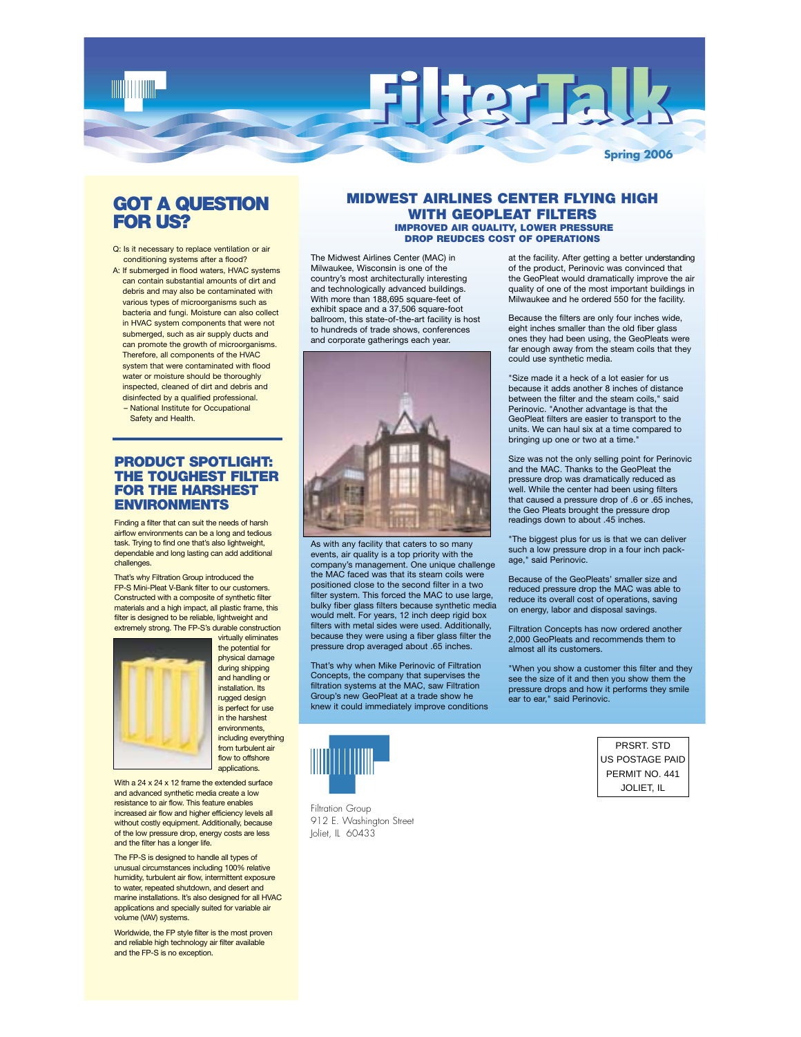# FilterTalk

Spring 2006

## GOT A QUESTION FOR US?

Q: Is it necessary to replace ventilation or air conditioning systems after a flood?

A: If submerged in flood waters, HVAC systems can contain substantial amounts of dirt and debris and may also be contaminated with various types of microorganisms such as bacteria and fungi. Moisture can also collect in HVAC system components that were not submerged, such as air supply ducts and can promote the growth of microorganisms. Therefore, all components of the HVAC system that were contaminated with flood water or moisture should be thoroughly inspected, cleaned of dirt and debris and disinfected by a qualified professional.
– National Institute for Occupational Safety and Health.

## PRODUCT SPOTLIGHT: THE TOUGHEST FILTER FOR THE HARSHEST ENVIRONMENTS

Finding a filter that can suit the needs of harsh airflow environments can be a long and tedious task. Trying to find one that's also lightweight, dependable and long lasting can add additional challenges.

That's why Filtration Group introduced the FP-S Mini-Pleat V-Bank filter to our customers. Constructed with a composite of synthetic filter materials and a high impact, all plastic frame, this filter is designed to be reliable, lightweight and extremely strong. The FP-S's durable construction virtually eliminates the potential for physical damage during shipping and handling or installation. Its rugged design is perfect for use in the harshest environments, including everything from turbulent air flow to offshore applications.

With a 24 x 24 x 12 frame the extended surface and advanced synthetic media create a low resistance to air flow. This feature enables increased air flow and higher efficiency levels all without costly equipment. Additionally, because of the low pressure drop, energy costs are less and the filter has a longer life.

The FP-S is designed to handle all types of unusual circumstances including 100% relative humidity, turbulent air flow, intermittent exposure to water, repeated shutdown, and desert and marine installations. It's also designed for all HVAC applications and specially suited for variable air volume (VAV) systems.

Worldwide, the FP style filter is the most proven and reliable high technology air filter available and the FP-S is no exception.

## MIDWEST AIRLINES CENTER FLYING HIGH WITH GEOPLEAT FILTERS

### IMPROVED AIR QUALITY, LOWER PRESSURE DROP REUDCES COST OF OPERATIONS

The Midwest Airlines Center (MAC) in Milwaukee, Wisconsin is one of the country's most architecturally interesting and technologically advanced buildings. With more than 188,695 square-feet of exhibit space and a 37,506 square-foot ballroom, this state-of-the-art facility is host to hundreds of trade shows, conferences and corporate gatherings each year.

As with any facility that caters to so many events, air quality is a top priority with the company's management. One unique challenge the MAC faced was that its steam coils were positioned close to the second filter in a two filter system. This forced the MAC to use large, bulky fiber glass filters because synthetic media would melt. For years, 12 inch deep rigid box filters with metal sides were used. Additionally, because they were using a fiber glass filter the pressure drop averaged about .65 inches.

That's why when Mike Perinovic of Filtration Concepts, the company that supervises the filtration systems at the MAC, saw Filtration Group's new GeoPleat at a trade show he knew it could immediately improve conditions at the facility. After getting a better understanding of the product, Perinovic was convinced that the GeoPleat would dramatically improve the air quality of one of the most important buildings in Milwaukee and he ordered 550 for the facility.

Because the filters are only four inches wide, eight inches smaller than the old fiber glass ones they had been using, the GeoPleats were far enough away from the steam coils that they could use synthetic media.

"Size made it a heck of a lot easier for us because it adds another 8 inches of distance between the filter and the steam coils," said Perinovic. "Another advantage is that the GeoPleat filters are easier to transport to the units. We can haul six at a time compared to bringing up one or two at a time."

Size was not the only selling point for Perinovic and the MAC. Thanks to the GeoPleat the pressure drop was dramatically reduced as well. While the center had been using filters that caused a pressure drop of .6 or .65 inches, the Geo Pleats brought the pressure drop readings down to about .45 inches.

"The biggest plus for us is that we can deliver such a low pressure drop in a four inch package," said Perinovic.

Because of the GeoPleats' smaller size and reduced pressure drop the MAC was able to reduce its overall cost of operations, saving on energy, labor and disposal savings.

Filtration Concepts has now ordered another 2,000 GeoPleats and recommends them to almost all its customers.

"When you show a customer this filter and they see the size of it and then you show them the pressure drops and how it performs they smile ear to ear," said Perinovic.

Filtration Group
912 E. Washington Street
Joliet, IL 60433

PRSRT. STD
US POSTAGE PAID
PERMIT NO. 441
JOLIET, IL